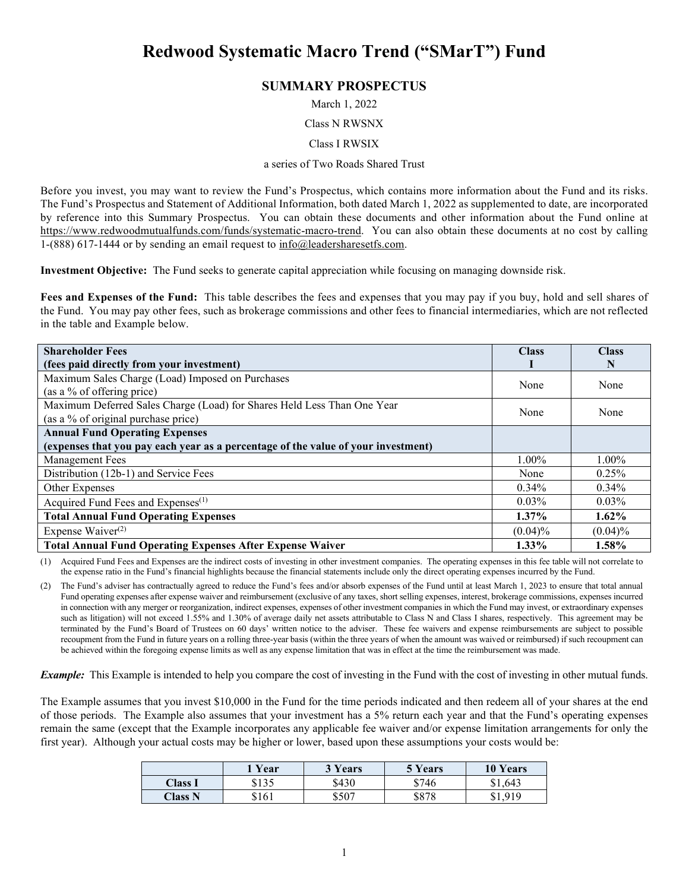# Redwood Systematic Macro Trend ("SMarT") Fund

## SUMMARY PROSPECTUS

March 1, 2022

Class N RWSNX

Class I RWSIX

a series of Two Roads Shared Trust

Before you invest, you may want to review the Fund's Prospectus, which contains more information about the Fund and its risks. The Fund's Prospectus and Statement of Additional Information, both dated March 1, 2022 as supplemented to date, are incorporated by reference into this Summary Prospectus. You can obtain these documents and other information about the Fund online at https://www.redwoodmutualfunds.com/funds/systematic-macro-trend. You can also obtain these documents at no cost by calling 1-(888) 617-1444 or by sending an email request to info@leadersharesetfs.com.

**Investment Objective:** The Fund seeks to generate capital appreciation while focusing on managing downside risk.

**Fees and Expenses of the Fund:** This table describes the fees and expenses that you may pay if you buy, hold and sell shares of the Fund. You may pay other fees, such as brokerage commissions and other fees to financial intermediaries, which are not reflected in the table and Example below.

| **Shareholder Fees (fees paid directly from your investment)** | **Class I** | **Class N** |
|---|---|---|
| Maximum Sales Charge (Load) Imposed on Purchases (as a % of offering price) | None | None |
| Maximum Deferred Sales Charge (Load) for Shares Held Less Than One Year (as a % of original purchase price) | None | None |
| **Annual Fund Operating Expenses (expenses that you pay each year as a percentage of the value of your investment)** | | |
| Management Fees | 1.00% | 1.00% |
| Distribution (12b-1) and Service Fees | None | 0.25% |
| Other Expenses | 0.34% | 0.34% |
| Acquired Fund Fees and Expenses(1) | 0.03% | 0.03% |
| **Total Annual Fund Operating Expenses** | **1.37%** | **1.62%** |
| Expense Waiver(2) | (0.04)% | (0.04)% |
| **Total Annual Fund Operating Expenses After Expense Waiver** | **1.33%** | **1.58%** |

(1) Acquired Fund Fees and Expenses are the indirect costs of investing in other investment companies. The operating expenses in this fee table will not correlate to the expense ratio in the Fund's financial highlights because the financial statements include only the direct operating expenses incurred by the Fund.

(2) The Fund's adviser has contractually agreed to reduce the Fund's fees and/or absorb expenses of the Fund until at least March 1, 2023 to ensure that total annual Fund operating expenses after expense waiver and reimbursement (exclusive of any taxes, short selling expenses, interest, brokerage commissions, expenses incurred in connection with any merger or reorganization, indirect expenses, expenses of other investment companies in which the Fund may invest, or extraordinary expenses such as litigation) will not exceed 1.55% and 1.30% of average daily net assets attributable to Class N and Class I shares, respectively. This agreement may be terminated by the Fund's Board of Trustees on 60 days' written notice to the adviser. These fee waivers and expense reimbursements are subject to possible recoupment from the Fund in future years on a rolling three-year basis (within the three years of when the amount was waived or reimbursed) if such recoupment can be achieved within the foregoing expense limits as well as any expense limitation that was in effect at the time the reimbursement was made.

***Example:*** This Example is intended to help you compare the cost of investing in the Fund with the cost of investing in other mutual funds.

The Example assumes that you invest $10,000 in the Fund for the time periods indicated and then redeem all of your shares at the end of those periods. The Example also assumes that your investment has a 5% return each year and that the Fund's operating expenses remain the same (except that the Example incorporates any applicable fee waiver and/or expense limitation arrangements for only the first year). Although your actual costs may be higher or lower, based upon these assumptions your costs would be:

| | **1 Year** | **3 Years** | **5 Years** | **10 Years** |
|---|---|---|---|---|
| **Class I** | $135 | $430 | $746 | $1,643 |
| **Class N** | $161 | $507 | $878 | $1,919 |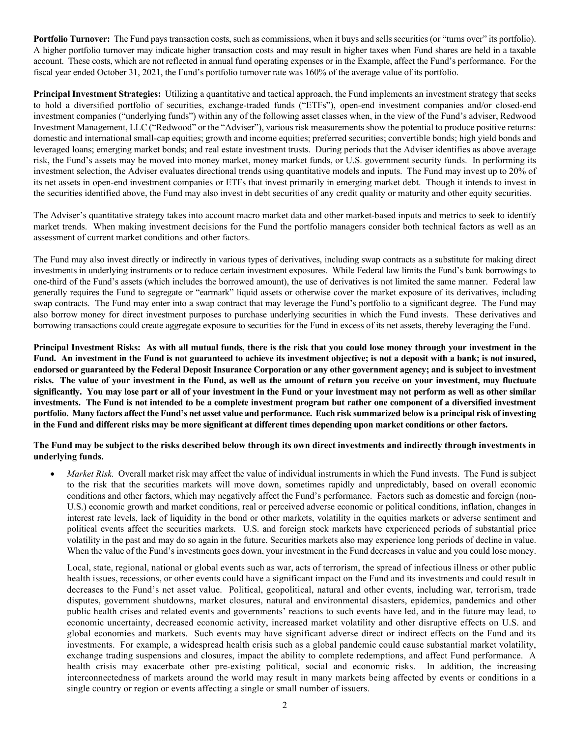**Portfolio Turnover:** The Fund pays transaction costs, such as commissions, when it buys and sells securities (or "turns over" its portfolio). A higher portfolio turnover may indicate higher transaction costs and may result in higher taxes when Fund shares are held in a taxable account. These costs, which are not reflected in annual fund operating expenses or in the Example, affect the Fund's performance. For the fiscal year ended October 31, 2021, the Fund's portfolio turnover rate was 160% of the average value of its portfolio.

**Principal Investment Strategies:** Utilizing a quantitative and tactical approach, the Fund implements an investment strategy that seeks to hold a diversified portfolio of securities, exchange-traded funds ("ETFs"), open-end investment companies and/or closed-end investment companies ("underlying funds") within any of the following asset classes when, in the view of the Fund's adviser, Redwood Investment Management, LLC ("Redwood" or the "Adviser"), various risk measurements show the potential to produce positive returns: domestic and international small-cap equities; growth and income equities; preferred securities; convertible bonds; high yield bonds and leveraged loans; emerging market bonds; and real estate investment trusts. During periods that the Adviser identifies as above average risk, the Fund's assets may be moved into money market, money market funds, or U.S. government security funds. In performing its investment selection, the Adviser evaluates directional trends using quantitative models and inputs. The Fund may invest up to 20% of its net assets in open-end investment companies or ETFs that invest primarily in emerging market debt. Though it intends to invest in the securities identified above, the Fund may also invest in debt securities of any credit quality or maturity and other equity securities.

The Adviser's quantitative strategy takes into account macro market data and other market-based inputs and metrics to seek to identify market trends. When making investment decisions for the Fund the portfolio managers consider both technical factors as well as an assessment of current market conditions and other factors.

The Fund may also invest directly or indirectly in various types of derivatives, including swap contracts as a substitute for making direct investments in underlying instruments or to reduce certain investment exposures. While Federal law limits the Fund's bank borrowings to one-third of the Fund's assets (which includes the borrowed amount), the use of derivatives is not limited the same manner. Federal law generally requires the Fund to segregate or "earmark" liquid assets or otherwise cover the market exposure of its derivatives, including swap contracts. The Fund may enter into a swap contract that may leverage the Fund's portfolio to a significant degree. The Fund may also borrow money for direct investment purposes to purchase underlying securities in which the Fund invests. These derivatives and borrowing transactions could create aggregate exposure to securities for the Fund in excess of its net assets, thereby leveraging the Fund.

**Principal Investment Risks: As with all mutual funds, there is the risk that you could lose money through your investment in the Fund. An investment in the Fund is not guaranteed to achieve its investment objective; is not a deposit with a bank; is not insured, endorsed or guaranteed by the Federal Deposit Insurance Corporation or any other government agency; and is subject to investment risks. The value of your investment in the Fund, as well as the amount of return you receive on your investment, may fluctuate significantly. You may lose part or all of your investment in the Fund or your investment may not perform as well as other similar investments. The Fund is not intended to be a complete investment program but rather one component of a diversified investment portfolio. Many factors affect the Fund's net asset value and performance. Each risk summarized below is a principal risk of investing in the Fund and different risks may be more significant at different times depending upon market conditions or other factors.**

**The Fund may be subject to the risks described below through its own direct investments and indirectly through investments in underlying funds.**

- *Market Risk.* Overall market risk may affect the value of individual instruments in which the Fund invests. The Fund is subject to the risk that the securities markets will move down, sometimes rapidly and unpredictably, based on overall economic conditions and other factors, which may negatively affect the Fund's performance. Factors such as domestic and foreign (non-U.S.) economic growth and market conditions, real or perceived adverse economic or political conditions, inflation, changes in interest rate levels, lack of liquidity in the bond or other markets, volatility in the equities markets or adverse sentiment and political events affect the securities markets. U.S. and foreign stock markets have experienced periods of substantial price volatility in the past and may do so again in the future. Securities markets also may experience long periods of decline in value. When the value of the Fund's investments goes down, your investment in the Fund decreases in value and you could lose money.

  Local, state, regional, national or global events such as war, acts of terrorism, the spread of infectious illness or other public health issues, recessions, or other events could have a significant impact on the Fund and its investments and could result in decreases to the Fund's net asset value. Political, geopolitical, natural and other events, including war, terrorism, trade disputes, government shutdowns, market closures, natural and environmental disasters, epidemics, pandemics and other public health crises and related events and governments' reactions to such events have led, and in the future may lead, to economic uncertainty, decreased economic activity, increased market volatility and other disruptive effects on U.S. and global economies and markets. Such events may have significant adverse direct or indirect effects on the Fund and its investments. For example, a widespread health crisis such as a global pandemic could cause substantial market volatility, exchange trading suspensions and closures, impact the ability to complete redemptions, and affect Fund performance. A health crisis may exacerbate other pre-existing political, social and economic risks. In addition, the increasing interconnectedness of markets around the world may result in many markets being affected by events or conditions in a single country or region or events affecting a single or small number of issuers.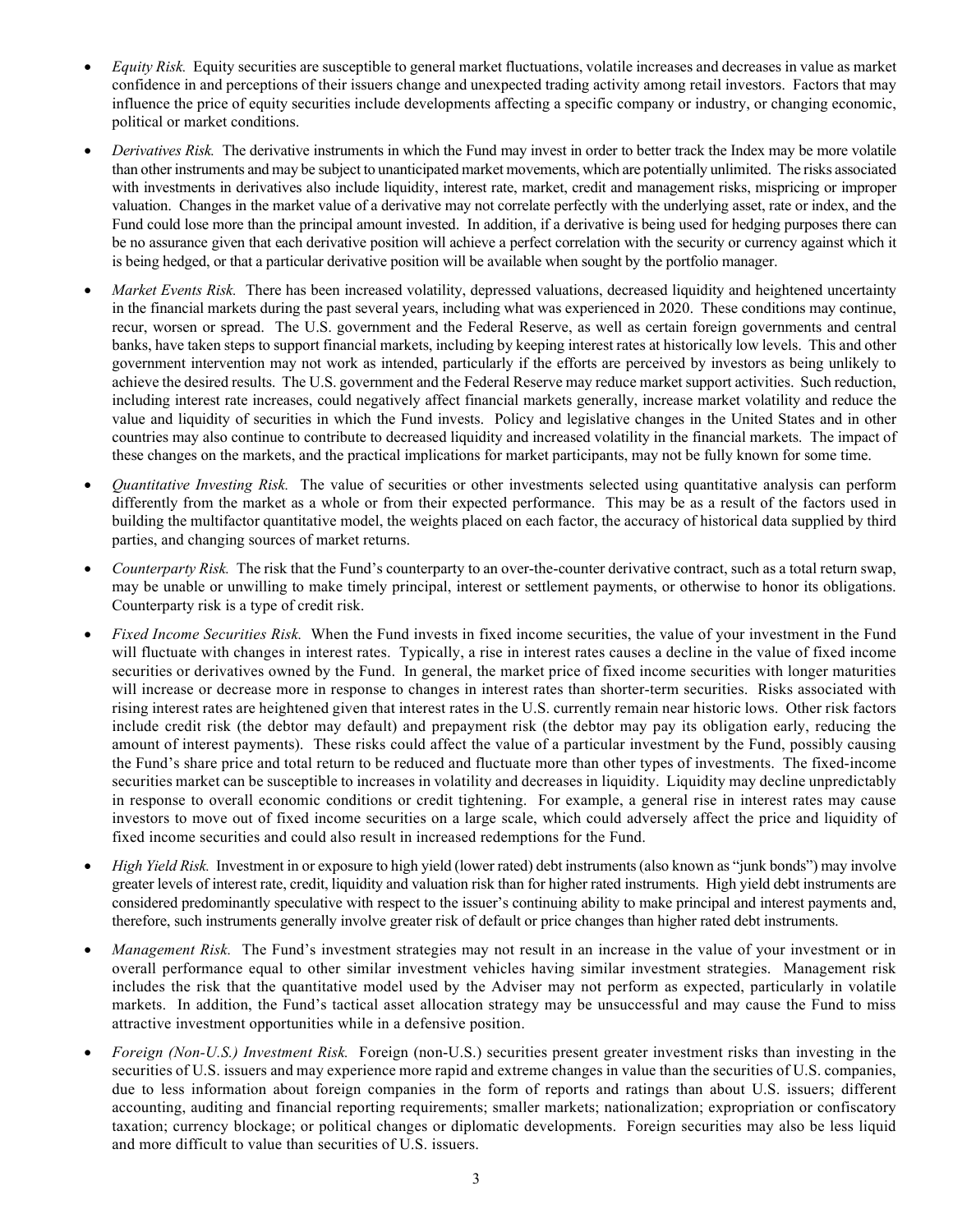- *Equity Risk.* Equity securities are susceptible to general market fluctuations, volatile increases and decreases in value as market confidence in and perceptions of their issuers change and unexpected trading activity among retail investors. Factors that may influence the price of equity securities include developments affecting a specific company or industry, or changing economic, political or market conditions.

- *Derivatives Risk.* The derivative instruments in which the Fund may invest in order to better track the Index may be more volatile than other instruments and may be subject to unanticipated market movements, which are potentially unlimited. The risks associated with investments in derivatives also include liquidity, interest rate, market, credit and management risks, mispricing or improper valuation. Changes in the market value of a derivative may not correlate perfectly with the underlying asset, rate or index, and the Fund could lose more than the principal amount invested. In addition, if a derivative is being used for hedging purposes there can be no assurance given that each derivative position will achieve a perfect correlation with the security or currency against which it is being hedged, or that a particular derivative position will be available when sought by the portfolio manager.

- *Market Events Risk.* There has been increased volatility, depressed valuations, decreased liquidity and heightened uncertainty in the financial markets during the past several years, including what was experienced in 2020. These conditions may continue, recur, worsen or spread. The U.S. government and the Federal Reserve, as well as certain foreign governments and central banks, have taken steps to support financial markets, including by keeping interest rates at historically low levels. This and other government intervention may not work as intended, particularly if the efforts are perceived by investors as being unlikely to achieve the desired results. The U.S. government and the Federal Reserve may reduce market support activities. Such reduction, including interest rate increases, could negatively affect financial markets generally, increase market volatility and reduce the value and liquidity of securities in which the Fund invests. Policy and legislative changes in the United States and in other countries may also continue to contribute to decreased liquidity and increased volatility in the financial markets. The impact of these changes on the markets, and the practical implications for market participants, may not be fully known for some time.

- *Quantitative Investing Risk.* The value of securities or other investments selected using quantitative analysis can perform differently from the market as a whole or from their expected performance. This may be as a result of the factors used in building the multifactor quantitative model, the weights placed on each factor, the accuracy of historical data supplied by third parties, and changing sources of market returns.

- *Counterparty Risk.* The risk that the Fund's counterparty to an over-the-counter derivative contract, such as a total return swap, may be unable or unwilling to make timely principal, interest or settlement payments, or otherwise to honor its obligations. Counterparty risk is a type of credit risk.

- *Fixed Income Securities Risk.* When the Fund invests in fixed income securities, the value of your investment in the Fund will fluctuate with changes in interest rates. Typically, a rise in interest rates causes a decline in the value of fixed income securities or derivatives owned by the Fund. In general, the market price of fixed income securities with longer maturities will increase or decrease more in response to changes in interest rates than shorter-term securities. Risks associated with rising interest rates are heightened given that interest rates in the U.S. currently remain near historic lows. Other risk factors include credit risk (the debtor may default) and prepayment risk (the debtor may pay its obligation early, reducing the amount of interest payments). These risks could affect the value of a particular investment by the Fund, possibly causing the Fund's share price and total return to be reduced and fluctuate more than other types of investments. The fixed-income securities market can be susceptible to increases in volatility and decreases in liquidity. Liquidity may decline unpredictably in response to overall economic conditions or credit tightening. For example, a general rise in interest rates may cause investors to move out of fixed income securities on a large scale, which could adversely affect the price and liquidity of fixed income securities and could also result in increased redemptions for the Fund.

- *High Yield Risk.* Investment in or exposure to high yield (lower rated) debt instruments (also known as "junk bonds") may involve greater levels of interest rate, credit, liquidity and valuation risk than for higher rated instruments. High yield debt instruments are considered predominantly speculative with respect to the issuer's continuing ability to make principal and interest payments and, therefore, such instruments generally involve greater risk of default or price changes than higher rated debt instruments.

- *Management Risk.* The Fund's investment strategies may not result in an increase in the value of your investment or in overall performance equal to other similar investment vehicles having similar investment strategies. Management risk includes the risk that the quantitative model used by the Adviser may not perform as expected, particularly in volatile markets. In addition, the Fund's tactical asset allocation strategy may be unsuccessful and may cause the Fund to miss attractive investment opportunities while in a defensive position.

- *Foreign (Non-U.S.) Investment Risk.* Foreign (non-U.S.) securities present greater investment risks than investing in the securities of U.S. issuers and may experience more rapid and extreme changes in value than the securities of U.S. companies, due to less information about foreign companies in the form of reports and ratings than about U.S. issuers; different accounting, auditing and financial reporting requirements; smaller markets; nationalization; expropriation or confiscatory taxation; currency blockage; or political changes or diplomatic developments. Foreign securities may also be less liquid and more difficult to value than securities of U.S. issuers.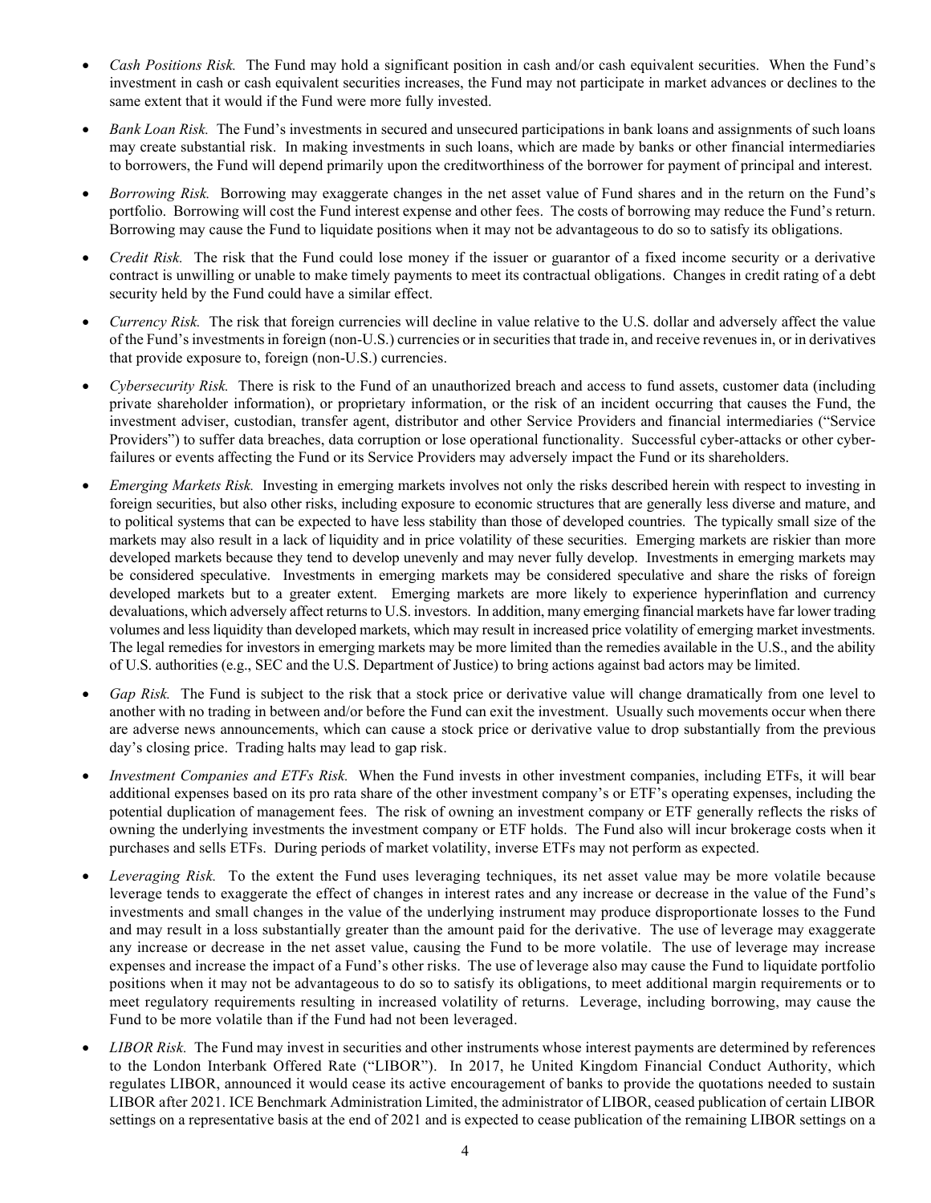- *Cash Positions Risk.* The Fund may hold a significant position in cash and/or cash equivalent securities. When the Fund's investment in cash or cash equivalent securities increases, the Fund may not participate in market advances or declines to the same extent that it would if the Fund were more fully invested.

- *Bank Loan Risk.* The Fund's investments in secured and unsecured participations in bank loans and assignments of such loans may create substantial risk. In making investments in such loans, which are made by banks or other financial intermediaries to borrowers, the Fund will depend primarily upon the creditworthiness of the borrower for payment of principal and interest.

- *Borrowing Risk.* Borrowing may exaggerate changes in the net asset value of Fund shares and in the return on the Fund's portfolio. Borrowing will cost the Fund interest expense and other fees. The costs of borrowing may reduce the Fund's return. Borrowing may cause the Fund to liquidate positions when it may not be advantageous to do so to satisfy its obligations.

- *Credit Risk.* The risk that the Fund could lose money if the issuer or guarantor of a fixed income security or a derivative contract is unwilling or unable to make timely payments to meet its contractual obligations. Changes in credit rating of a debt security held by the Fund could have a similar effect.

- *Currency Risk.* The risk that foreign currencies will decline in value relative to the U.S. dollar and adversely affect the value of the Fund's investments in foreign (non-U.S.) currencies or in securities that trade in, and receive revenues in, or in derivatives that provide exposure to, foreign (non-U.S.) currencies.

- *Cybersecurity Risk.* There is risk to the Fund of an unauthorized breach and access to fund assets, customer data (including private shareholder information), or proprietary information, or the risk of an incident occurring that causes the Fund, the investment adviser, custodian, transfer agent, distributor and other Service Providers and financial intermediaries ("Service Providers") to suffer data breaches, data corruption or lose operational functionality. Successful cyber-attacks or other cyber-failures or events affecting the Fund or its Service Providers may adversely impact the Fund or its shareholders.

- *Emerging Markets Risk.* Investing in emerging markets involves not only the risks described herein with respect to investing in foreign securities, but also other risks, including exposure to economic structures that are generally less diverse and mature, and to political systems that can be expected to have less stability than those of developed countries. The typically small size of the markets may also result in a lack of liquidity and in price volatility of these securities. Emerging markets are riskier than more developed markets because they tend to develop unevenly and may never fully develop. Investments in emerging markets may be considered speculative. Investments in emerging markets may be considered speculative and share the risks of foreign developed markets but to a greater extent. Emerging markets are more likely to experience hyperinflation and currency devaluations, which adversely affect returns to U.S. investors. In addition, many emerging financial markets have far lower trading volumes and less liquidity than developed markets, which may result in increased price volatility of emerging market investments. The legal remedies for investors in emerging markets may be more limited than the remedies available in the U.S., and the ability of U.S. authorities (e.g., SEC and the U.S. Department of Justice) to bring actions against bad actors may be limited.

- *Gap Risk.* The Fund is subject to the risk that a stock price or derivative value will change dramatically from one level to another with no trading in between and/or before the Fund can exit the investment. Usually such movements occur when there are adverse news announcements, which can cause a stock price or derivative value to drop substantially from the previous day's closing price. Trading halts may lead to gap risk.

- *Investment Companies and ETFs Risk.* When the Fund invests in other investment companies, including ETFs, it will bear additional expenses based on its pro rata share of the other investment company's or ETF's operating expenses, including the potential duplication of management fees. The risk of owning an investment company or ETF generally reflects the risks of owning the underlying investments the investment company or ETF holds. The Fund also will incur brokerage costs when it purchases and sells ETFs. During periods of market volatility, inverse ETFs may not perform as expected.

- *Leveraging Risk.* To the extent the Fund uses leveraging techniques, its net asset value may be more volatile because leverage tends to exaggerate the effect of changes in interest rates and any increase or decrease in the value of the Fund's investments and small changes in the value of the underlying instrument may produce disproportionate losses to the Fund and may result in a loss substantially greater than the amount paid for the derivative. The use of leverage may exaggerate any increase or decrease in the net asset value, causing the Fund to be more volatile. The use of leverage may increase expenses and increase the impact of a Fund's other risks. The use of leverage also may cause the Fund to liquidate portfolio positions when it may not be advantageous to do so to satisfy its obligations, to meet additional margin requirements or to meet regulatory requirements resulting in increased volatility of returns. Leverage, including borrowing, may cause the Fund to be more volatile than if the Fund had not been leveraged.

- *LIBOR Risk.* The Fund may invest in securities and other instruments whose interest payments are determined by references to the London Interbank Offered Rate ("LIBOR"). In 2017, he United Kingdom Financial Conduct Authority, which regulates LIBOR, announced it would cease its active encouragement of banks to provide the quotations needed to sustain LIBOR after 2021. ICE Benchmark Administration Limited, the administrator of LIBOR, ceased publication of certain LIBOR settings on a representative basis at the end of 2021 and is expected to cease publication of the remaining LIBOR settings on a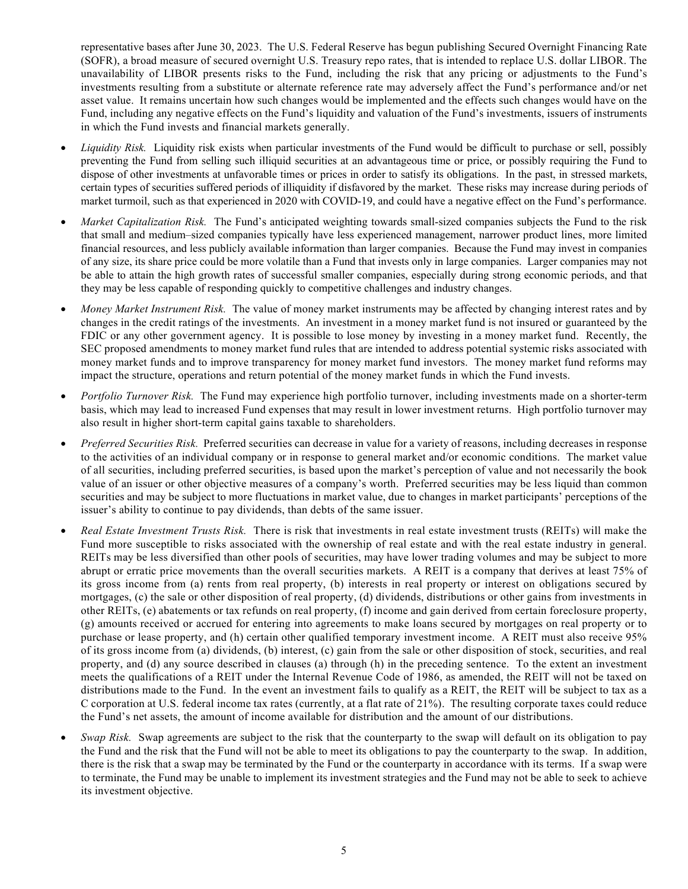representative bases after June 30, 2023. The U.S. Federal Reserve has begun publishing Secured Overnight Financing Rate (SOFR), a broad measure of secured overnight U.S. Treasury repo rates, that is intended to replace U.S. dollar LIBOR. The unavailability of LIBOR presents risks to the Fund, including the risk that any pricing or adjustments to the Fund's investments resulting from a substitute or alternate reference rate may adversely affect the Fund's performance and/or net asset value. It remains uncertain how such changes would be implemented and the effects such changes would have on the Fund, including any negative effects on the Fund's liquidity and valuation of the Fund's investments, issuers of instruments in which the Fund invests and financial markets generally.

- *Liquidity Risk.* Liquidity risk exists when particular investments of the Fund would be difficult to purchase or sell, possibly preventing the Fund from selling such illiquid securities at an advantageous time or price, or possibly requiring the Fund to dispose of other investments at unfavorable times or prices in order to satisfy its obligations. In the past, in stressed markets, certain types of securities suffered periods of illiquidity if disfavored by the market. These risks may increase during periods of market turmoil, such as that experienced in 2020 with COVID-19, and could have a negative effect on the Fund's performance.
- *Market Capitalization Risk.* The Fund's anticipated weighting towards small-sized companies subjects the Fund to the risk that small and medium–sized companies typically have less experienced management, narrower product lines, more limited financial resources, and less publicly available information than larger companies. Because the Fund may invest in companies of any size, its share price could be more volatile than a Fund that invests only in large companies. Larger companies may not be able to attain the high growth rates of successful smaller companies, especially during strong economic periods, and that they may be less capable of responding quickly to competitive challenges and industry changes.
- *Money Market Instrument Risk.* The value of money market instruments may be affected by changing interest rates and by changes in the credit ratings of the investments. An investment in a money market fund is not insured or guaranteed by the FDIC or any other government agency. It is possible to lose money by investing in a money market fund. Recently, the SEC proposed amendments to money market fund rules that are intended to address potential systemic risks associated with money market funds and to improve transparency for money market fund investors. The money market fund reforms may impact the structure, operations and return potential of the money market funds in which the Fund invests.
- *Portfolio Turnover Risk.* The Fund may experience high portfolio turnover, including investments made on a shorter-term basis, which may lead to increased Fund expenses that may result in lower investment returns. High portfolio turnover may also result in higher short-term capital gains taxable to shareholders.
- *Preferred Securities Risk.* Preferred securities can decrease in value for a variety of reasons, including decreases in response to the activities of an individual company or in response to general market and/or economic conditions. The market value of all securities, including preferred securities, is based upon the market's perception of value and not necessarily the book value of an issuer or other objective measures of a company's worth. Preferred securities may be less liquid than common securities and may be subject to more fluctuations in market value, due to changes in market participants' perceptions of the issuer's ability to continue to pay dividends, than debts of the same issuer.
- *Real Estate Investment Trusts Risk.* There is risk that investments in real estate investment trusts (REITs) will make the Fund more susceptible to risks associated with the ownership of real estate and with the real estate industry in general. REITs may be less diversified than other pools of securities, may have lower trading volumes and may be subject to more abrupt or erratic price movements than the overall securities markets. A REIT is a company that derives at least 75% of its gross income from (a) rents from real property, (b) interests in real property or interest on obligations secured by mortgages, (c) the sale or other disposition of real property, (d) dividends, distributions or other gains from investments in other REITs, (e) abatements or tax refunds on real property, (f) income and gain derived from certain foreclosure property, (g) amounts received or accrued for entering into agreements to make loans secured by mortgages on real property or to purchase or lease property, and (h) certain other qualified temporary investment income. A REIT must also receive 95% of its gross income from (a) dividends, (b) interest, (c) gain from the sale or other disposition of stock, securities, and real property, and (d) any source described in clauses (a) through (h) in the preceding sentence. To the extent an investment meets the qualifications of a REIT under the Internal Revenue Code of 1986, as amended, the REIT will not be taxed on distributions made to the Fund. In the event an investment fails to qualify as a REIT, the REIT will be subject to tax as a C corporation at U.S. federal income tax rates (currently, at a flat rate of 21%). The resulting corporate taxes could reduce the Fund's net assets, the amount of income available for distribution and the amount of our distributions.
- *Swap Risk.* Swap agreements are subject to the risk that the counterparty to the swap will default on its obligation to pay the Fund and the risk that the Fund will not be able to meet its obligations to pay the counterparty to the swap. In addition, there is the risk that a swap may be terminated by the Fund or the counterparty in accordance with its terms. If a swap were to terminate, the Fund may be unable to implement its investment strategies and the Fund may not be able to seek to achieve its investment objective.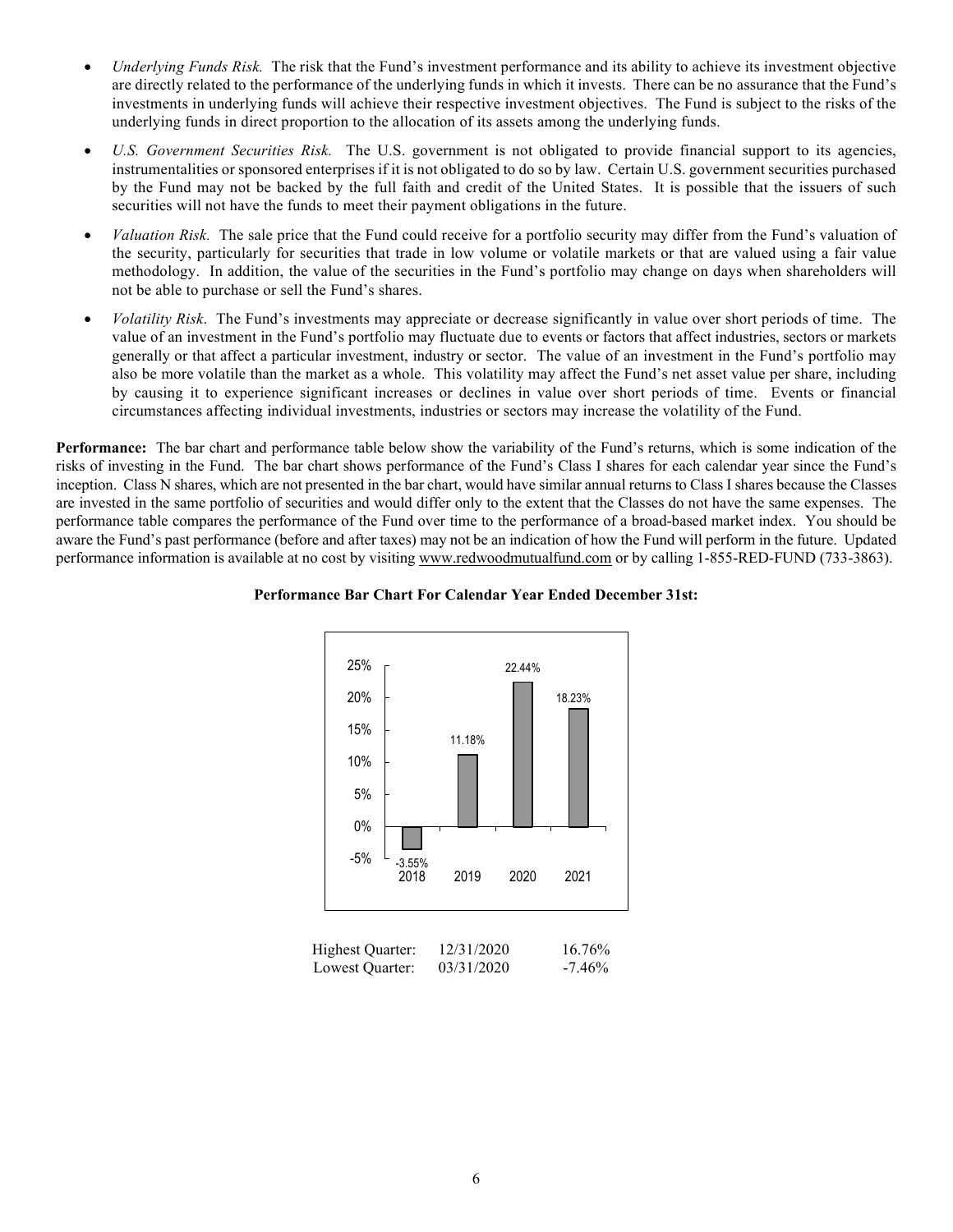- *Underlying Funds Risk.* The risk that the Fund's investment performance and its ability to achieve its investment objective are directly related to the performance of the underlying funds in which it invests. There can be no assurance that the Fund's investments in underlying funds will achieve their respective investment objectives. The Fund is subject to the risks of the underlying funds in direct proportion to the allocation of its assets among the underlying funds.
- *U.S. Government Securities Risk.* The U.S. government is not obligated to provide financial support to its agencies, instrumentalities or sponsored enterprises if it is not obligated to do so by law. Certain U.S. government securities purchased by the Fund may not be backed by the full faith and credit of the United States. It is possible that the issuers of such securities will not have the funds to meet their payment obligations in the future.
- *Valuation Risk.* The sale price that the Fund could receive for a portfolio security may differ from the Fund's valuation of the security, particularly for securities that trade in low volume or volatile markets or that are valued using a fair value methodology. In addition, the value of the securities in the Fund's portfolio may change on days when shareholders will not be able to purchase or sell the Fund's shares.
- *Volatility Risk*. The Fund's investments may appreciate or decrease significantly in value over short periods of time. The value of an investment in the Fund's portfolio may fluctuate due to events or factors that affect industries, sectors or markets generally or that affect a particular investment, industry or sector. The value of an investment in the Fund's portfolio may also be more volatile than the market as a whole. This volatility may affect the Fund's net asset value per share, including by causing it to experience significant increases or declines in value over short periods of time. Events or financial circumstances affecting individual investments, industries or sectors may increase the volatility of the Fund.

**Performance:** The bar chart and performance table below show the variability of the Fund's returns, which is some indication of the risks of investing in the Fund. The bar chart shows performance of the Fund's Class I shares for each calendar year since the Fund's inception. Class N shares, which are not presented in the bar chart, would have similar annual returns to Class I shares because the Classes are invested in the same portfolio of securities and would differ only to the extent that the Classes do not have the same expenses. The performance table compares the performance of the Fund over time to the performance of a broad-based market index. You should be aware the Fund's past performance (before and after taxes) may not be an indication of how the Fund will perform in the future. Updated performance information is available at no cost by visiting www.redwoodmutualfund.com or by calling 1-855-RED-FUND (733-3863).

**Performance Bar Chart For Calendar Year Ended December 31st:**

| Year | Return |
|---|---|
| 2018 | -3.55% |
| 2019 | 11.18% |
| 2020 | 22.44% |
| 2021 | 18.23% |

| | | |
|---|---|---|
| Highest Quarter: | 12/31/2020 | 16.76% |
| Lowest Quarter: | 03/31/2020 | -7.46% |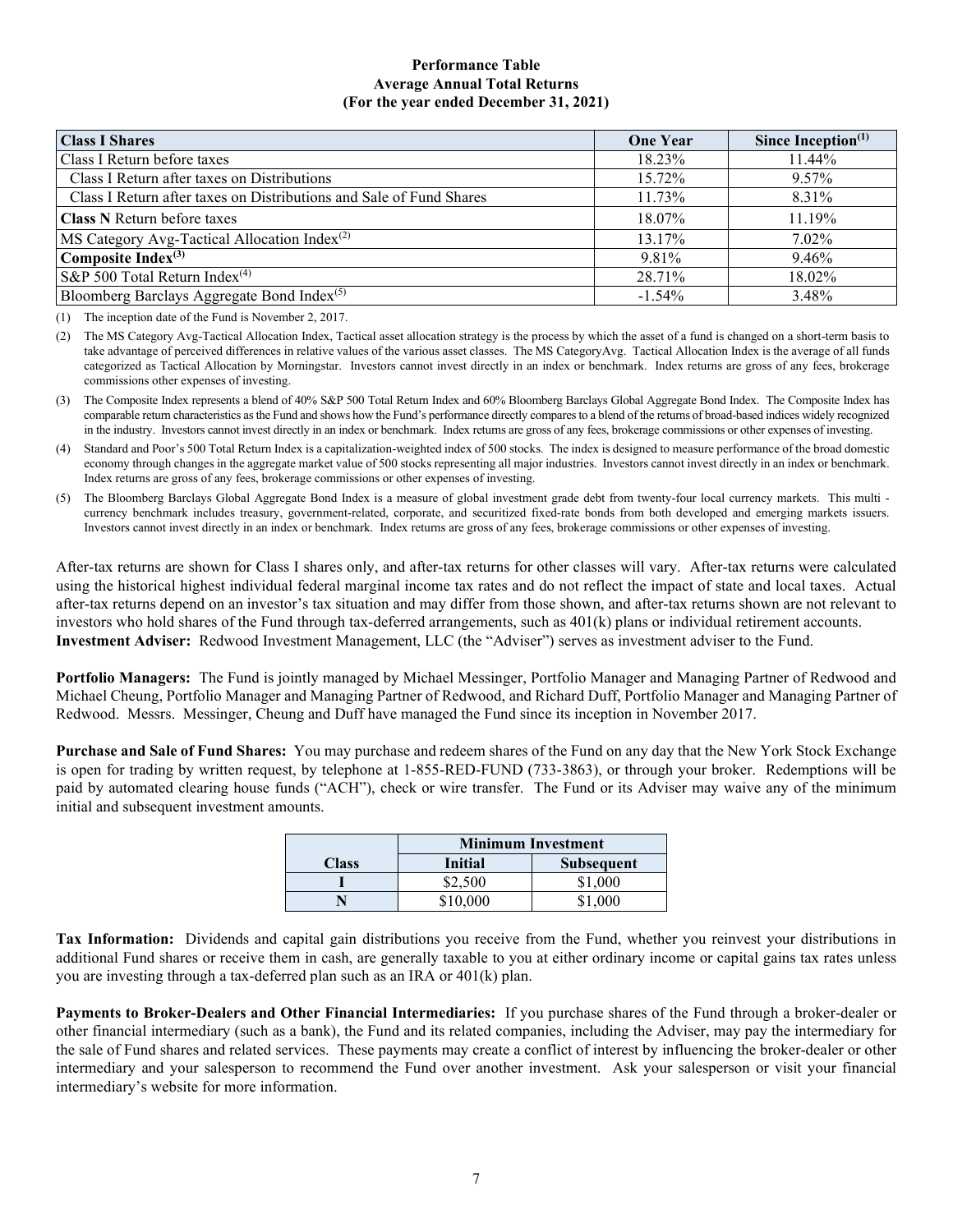**Performance Table**
**Average Annual Total Returns**
**(For the year ended December 31, 2021)**

| **Class I Shares** | **One Year** | **Since Inception[(1)]** |
| --- | --- | --- |
| Class I Return before taxes | 18.23% | 11.44% |
| Class I Return after taxes on Distributions | 15.72% | 9.57% |
| Class I Return after taxes on Distributions and Sale of Fund Shares | 11.73% | 8.31% |
| **Class N** Return before taxes | 18.07% | 11.19% |
| MS Category Avg-Tactical Allocation Index[(2)] | 13.17% | 7.02% |
| **Composite Index[(3)]** | 9.81% | 9.46% |
| S&P 500 Total Return Index[(4)] | 28.71% | 18.02% |
| Bloomberg Barclays Aggregate Bond Index[(5)] | -1.54% | 3.48% |

(1) The inception date of the Fund is November 2, 2017.

(2) The MS Category Avg-Tactical Allocation Index, Tactical asset allocation strategy is the process by which the asset of a fund is changed on a short-term basis to take advantage of perceived differences in relative values of the various asset classes. The MS CategoryAvg. Tactical Allocation Index is the average of all funds categorized as Tactical Allocation by Morningstar. Investors cannot invest directly in an index or benchmark. Index returns are gross of any fees, brokerage commissions other expenses of investing.

(3) The Composite Index represents a blend of 40% S&P 500 Total Return Index and 60% Bloomberg Barclays Global Aggregate Bond Index. The Composite Index has comparable return characteristics as the Fund and shows how the Fund's performance directly compares to a blend of the returns of broad-based indices widely recognized in the industry. Investors cannot invest directly in an index or benchmark. Index returns are gross of any fees, brokerage commissions or other expenses of investing.

(4) Standard and Poor's 500 Total Return Index is a capitalization-weighted index of 500 stocks. The index is designed to measure performance of the broad domestic economy through changes in the aggregate market value of 500 stocks representing all major industries. Investors cannot invest directly in an index or benchmark. Index returns are gross of any fees, brokerage commissions or other expenses of investing.

(5) The Bloomberg Barclays Global Aggregate Bond Index is a measure of global investment grade debt from twenty-four local currency markets. This multi - currency benchmark includes treasury, government-related, corporate, and securitized fixed-rate bonds from both developed and emerging markets issuers. Investors cannot invest directly in an index or benchmark. Index returns are gross of any fees, brokerage commissions or other expenses of investing.

After-tax returns are shown for Class I shares only, and after-tax returns for other classes will vary. After-tax returns were calculated using the historical highest individual federal marginal income tax rates and do not reflect the impact of state and local taxes. Actual after-tax returns depend on an investor's tax situation and may differ from those shown, and after-tax returns shown are not relevant to investors who hold shares of the Fund through tax-deferred arrangements, such as 401(k) plans or individual retirement accounts.
**Investment Adviser:** Redwood Investment Management, LLC (the "Adviser") serves as investment adviser to the Fund.

**Portfolio Managers:** The Fund is jointly managed by Michael Messinger, Portfolio Manager and Managing Partner of Redwood and Michael Cheung, Portfolio Manager and Managing Partner of Redwood, and Richard Duff, Portfolio Manager and Managing Partner of Redwood. Messrs. Messinger, Cheung and Duff have managed the Fund since its inception in November 2017.

**Purchase and Sale of Fund Shares:** You may purchase and redeem shares of the Fund on any day that the New York Stock Exchange is open for trading by written request, by telephone at 1-855-RED-FUND (733-3863), or through your broker. Redemptions will be paid by automated clearing house funds ("ACH"), check or wire transfer. The Fund or its Adviser may waive any of the minimum initial and subsequent investment amounts.

| | **Minimum Investment** | |
| --- | --- | --- |
| **Class** | **Initial** | **Subsequent** |
| **I** | $2,500 | $1,000 |
| **N** | $10,000 | $1,000 |

**Tax Information:** Dividends and capital gain distributions you receive from the Fund, whether you reinvest your distributions in additional Fund shares or receive them in cash, are generally taxable to you at either ordinary income or capital gains tax rates unless you are investing through a tax-deferred plan such as an IRA or 401(k) plan.

**Payments to Broker-Dealers and Other Financial Intermediaries:** If you purchase shares of the Fund through a broker-dealer or other financial intermediary (such as a bank), the Fund and its related companies, including the Adviser, may pay the intermediary for the sale of Fund shares and related services. These payments may create a conflict of interest by influencing the broker-dealer or other intermediary and your salesperson to recommend the Fund over another investment. Ask your salesperson or visit your financial intermediary's website for more information.